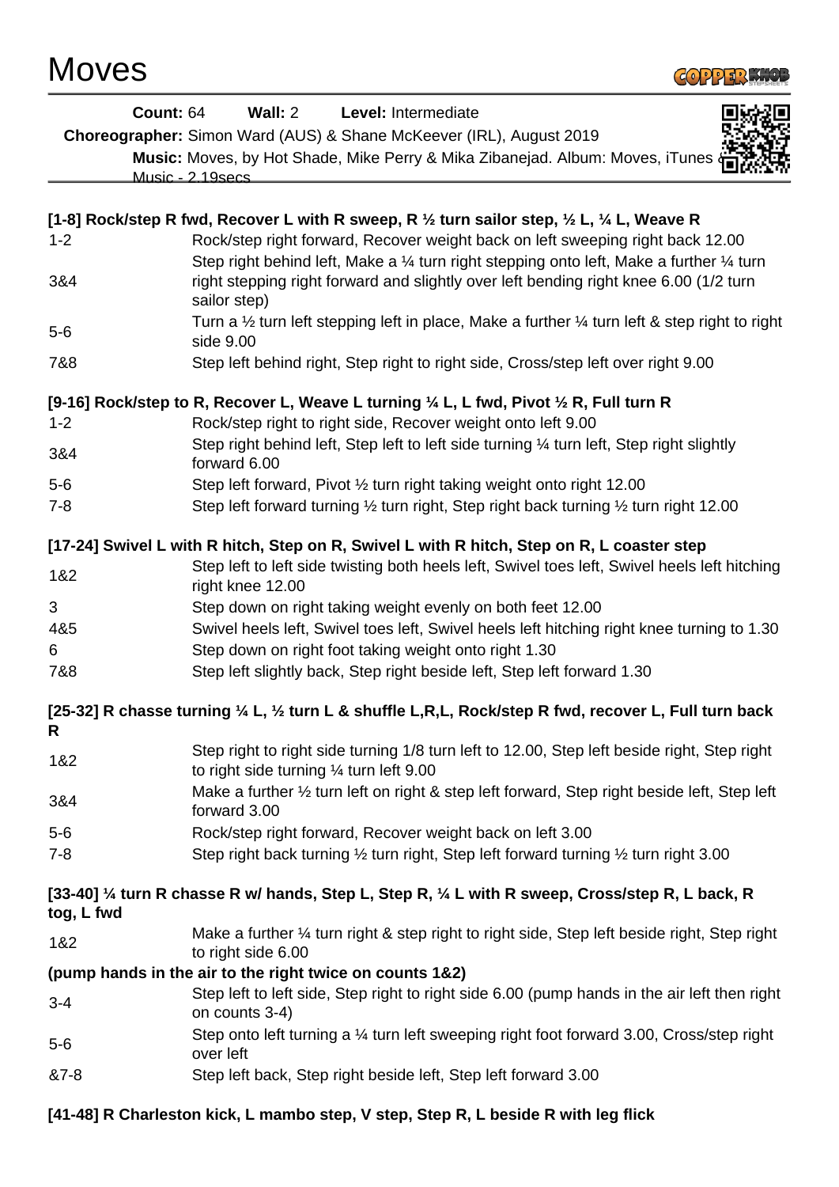# Moves

**Count:** 64 **Wall:** 2 **Level:** Intermediate

**Choreographer:** Simon Ward (AUS) & Shane McKeever (IRL), August 2019

**Music:** Moves, by Hot Shade, Mike Perry & Mika Zibanejad. Album: Moves, iTunes & Music - 2.19secs

**[1-8] Rock/step R fwd, Recover L with R sweep, R ½ turn sailor step, ½ L, ¼ L, Weave R**

| | |
|---|---|
| 1-2 | Rock/step right forward, Recover weight back on left sweeping right back 12.00 |
| 3&4 | Step right behind left, Make a ¼ turn right stepping onto left, Make a further ¼ turn right stepping right forward and slightly over left bending right knee 6.00 (1/2 turn sailor step) |
| 5-6 | Turn a ½ turn left stepping left in place, Make a further ¼ turn left & step right to right side 9.00 |
| 7&8 | Step left behind right, Step right to right side, Cross/step left over right 9.00 |

**[9-16] Rock/step to R, Recover L, Weave L turning ¼ L, L fwd, Pivot ½ R, Full turn R**

| | |
|---|---|
| 1-2 | Rock/step right to right side, Recover weight onto left 9.00 |
| 3&4 | Step right behind left, Step left to left side turning ¼ turn left, Step right slightly forward 6.00 |
| 5-6 | Step left forward, Pivot ½ turn right taking weight onto right 12.00 |
| 7-8 | Step left forward turning ½ turn right, Step right back turning ½ turn right 12.00 |

**[17-24] Swivel L with R hitch, Step on R, Swivel L with R hitch, Step on R, L coaster step**

| | |
|---|---|
| 1&2 | Step left to left side twisting both heels left, Swivel toes left, Swivel heels left hitching right knee 12.00 |
| 3 | Step down on right taking weight evenly on both feet 12.00 |
| 4&5 | Swivel heels left, Swivel toes left, Swivel heels left hitching right knee turning to 1.30 |
| 6 | Step down on right foot taking weight onto right 1.30 |
| 7&8 | Step left slightly back, Step right beside left, Step left forward 1.30 |

**[25-32] R chasse turning ¼ L, ½ turn L & shuffle L,R,L, Rock/step R fwd, recover L, Full turn back R**

| | |
|---|---|
| 1&2 | Step right to right side turning 1/8 turn left to 12.00, Step left beside right, Step right to right side turning ¼ turn left 9.00 |
| 3&4 | Make a further ½ turn left on right & step left forward, Step right beside left, Step left forward 3.00 |
| 5-6 | Rock/step right forward, Recover weight back on left 3.00 |
| 7-8 | Step right back turning ½ turn right, Step left forward turning ½ turn right 3.00 |

**[33-40] ¼ turn R chasse R w/ hands, Step L, Step R, ¼ L with R sweep, Cross/step R, L back, R tog, L fwd**

| | |
|---|---|
| 1&2 | Make a further ¼ turn right & step right to right side, Step left beside right, Step right to right side 6.00 |

**(pump hands in the air to the right twice on counts 1&2)**

| | |
|---|---|
| 3-4 | Step left to left side, Step right to right side 6.00 (pump hands in the air left then right on counts 3-4) |
| 5-6 | Step onto left turning a ¼ turn left sweeping right foot forward 3.00, Cross/step right over left |
| &7-8 | Step left back, Step right beside left, Step left forward 3.00 |

**[41-48] R Charleston kick, L mambo step, V step, Step R, L beside R with leg flick**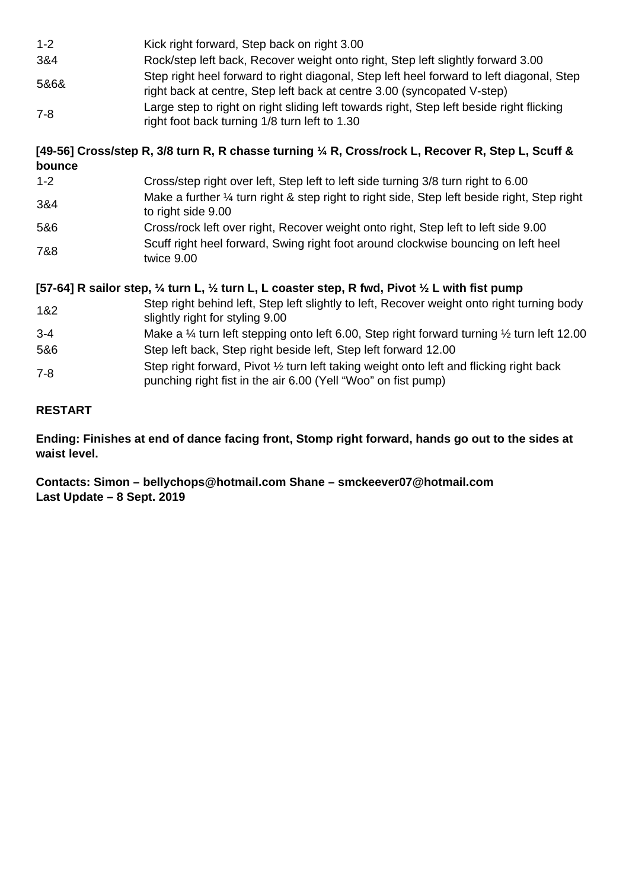| | |
|---|---|
| 1-2 | Kick right forward, Step back on right 3.00 |
| 3&4 | Rock/step left back, Recover weight onto right, Step left slightly forward 3.00 |
| 5&6& | Step right heel forward to right diagonal, Step left heel forward to left diagonal, Step right back at centre, Step left back at centre 3.00 (syncopated V-step) |
| 7-8 | Large step to right on right sliding left towards right, Step left beside right flicking right foot back turning 1/8 turn left to 1.30 |

**[49-56] Cross/step R, 3/8 turn R, R chasse turning ¼ R, Cross/rock L, Recover R, Step L, Scuff & bounce**

| | |
|---|---|
| 1-2 | Cross/step right over left, Step left to left side turning 3/8 turn right to 6.00 |
| 3&4 | Make a further ¼ turn right & step right to right side, Step left beside right, Step right to right side 9.00 |
| 5&6 | Cross/rock left over right, Recover weight onto right, Step left to left side 9.00 |
| 7&8 | Scuff right heel forward, Swing right foot around clockwise bouncing on left heel twice 9.00 |

**[57-64] R sailor step, ¼ turn L, ½ turn L, L coaster step, R fwd, Pivot ½ L with fist pump**

| | |
|---|---|
| 1&2 | Step right behind left, Step left slightly to left, Recover weight onto right turning body slightly right for styling 9.00 |
| 3-4 | Make a ¼ turn left stepping onto left 6.00, Step right forward turning ½ turn left 12.00 |
| 5&6 | Step left back, Step right beside left, Step left forward 12.00 |
| 7-8 | Step right forward, Pivot ½ turn left taking weight onto left and flicking right back punching right fist in the air 6.00 (Yell "Woo" on fist pump) |

**RESTART**

**Ending: Finishes at end of dance facing front, Stomp right forward, hands go out to the sides at waist level.**

**Contacts: Simon – bellychops@hotmail.com Shane – smckeever07@hotmail.com**
**Last Update – 8 Sept. 2019**